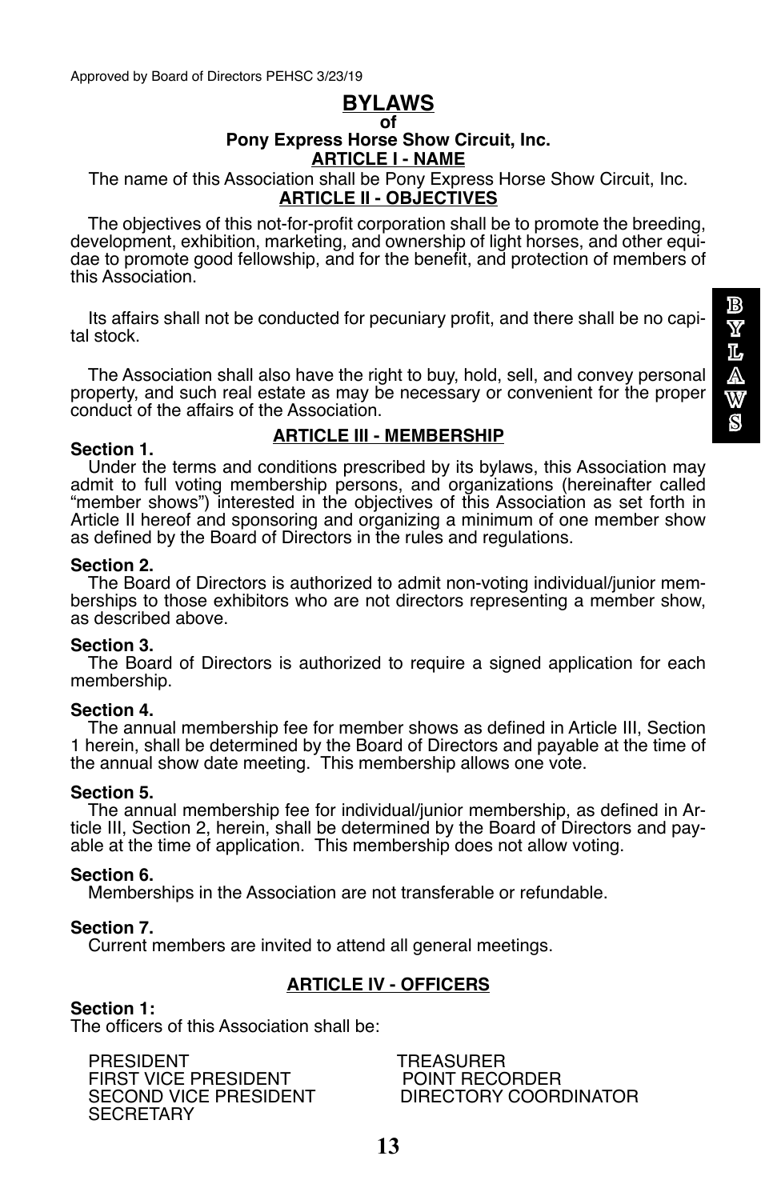Approved by Board of Directors PEHSC 3/23/19

# BYLAWS
## of
## Pony Express Horse Show Circuit, Inc.

## ARTICLE I - NAME

The name of this Association shall be Pony Express Horse Show Circuit, Inc.

## ARTICLE II - OBJECTIVES

The objectives of this not-for-profit corporation shall be to promote the breeding, development, exhibition, marketing, and ownership of light horses, and other equidae to promote good fellowship, and for the benefit, and protection of members of this Association.

Its affairs shall not be conducted for pecuniary profit, and there shall be no capital stock.

The Association shall also have the right to buy, hold, sell, and convey personal property, and such real estate as may be necessary or convenient for the proper conduct of the affairs of the Association.

## ARTICLE III - MEMBERSHIP

**Section 1.**
Under the terms and conditions prescribed by its bylaws, this Association may admit to full voting membership persons, and organizations (hereinafter called "member shows") interested in the objectives of this Association as set forth in Article II hereof and sponsoring and organizing a minimum of one member show as defined by the Board of Directors in the rules and regulations.

**Section 2.**
The Board of Directors is authorized to admit non-voting individual/junior memberships to those exhibitors who are not directors representing a member show, as described above.

**Section 3.**
The Board of Directors is authorized to require a signed application for each membership.

**Section 4.**
The annual membership fee for member shows as defined in Article III, Section 1 herein, shall be determined by the Board of Directors and payable at the time of the annual show date meeting. This membership allows one vote.

**Section 5.**
The annual membership fee for individual/junior membership, as defined in Article III, Section 2, herein, shall be determined by the Board of Directors and payable at the time of application. This membership does not allow voting.

**Section 6.**
Memberships in the Association are not transferable or refundable.

**Section 7.**
Current members are invited to attend all general meetings.

## ARTICLE IV - OFFICERS

**Section 1:**
The officers of this Association shall be:

PRESIDENT
FIRST VICE PRESIDENT
SECOND VICE PRESIDENT
SECRETARY
TREASURER
POINT RECORDER
DIRECTORY COORDINATOR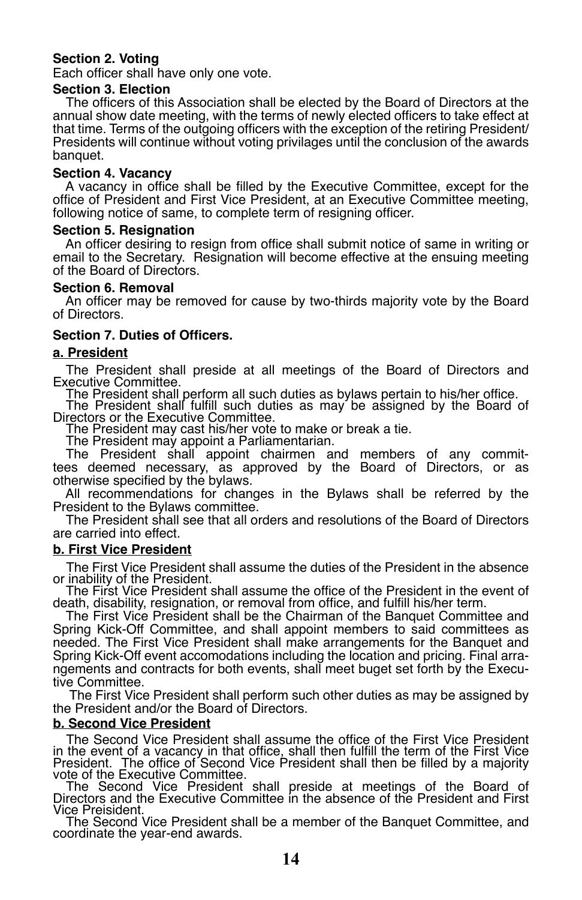**Section 2. Voting**

Each officer shall have only one vote.

**Section 3. Election**

The officers of this Association shall be elected by the Board of Directors at the annual show date meeting, with the terms of newly elected officers to take effect at that time. Terms of the outgoing officers with the exception of the retiring President/ Presidents will continue without voting privilages until the conclusion of the awards banquet.

**Section 4. Vacancy**

A vacancy in office shall be filled by the Executive Committee, except for the office of President and First Vice President, at an Executive Committee meeting, following notice of same, to complete term of resigning officer.

**Section 5. Resignation**

An officer desiring to resign from office shall submit notice of same in writing or email to the Secretary. Resignation will become effective at the ensuing meeting of the Board of Directors.

**Section 6. Removal**

An officer may be removed for cause by two-thirds majority vote by the Board of Directors.

**Section 7. Duties of Officers.**

**a. President**

The President shall preside at all meetings of the Board of Directors and Executive Committee.

The President shall perform all such duties as bylaws pertain to his/her office.

The President shall fulfill such duties as may be assigned by the Board of Directors or the Executive Committee.

The President may cast his/her vote to make or break a tie.

The President may appoint a Parliamentarian.

The President shall appoint chairmen and members of any committees deemed necessary, as approved by the Board of Directors, or as otherwise specified by the bylaws.

All recommendations for changes in the Bylaws shall be referred by the President to the Bylaws committee.

The President shall see that all orders and resolutions of the Board of Directors are carried into effect.

**b. First Vice President**

The First Vice President shall assume the duties of the President in the absence or inability of the President.

The First Vice President shall assume the office of the President in the event of death, disability, resignation, or removal from office, and fulfill his/her term.

The First Vice President shall be the Chairman of the Banquet Committee and Spring Kick-Off Committee, and shall appoint members to said committees as needed. The First Vice President shall make arrangements for the Banquet and Spring Kick-Off event accomodations including the location and pricing. Final arrangements and contracts for both events, shall meet buget set forth by the Executive Committee.

The First Vice President shall perform such other duties as may be assigned by the President and/or the Board of Directors.

**b. Second Vice President**

The Second Vice President shall assume the office of the First Vice President in the event of a vacancy in that office, shall then fulfill the term of the First Vice President. The office of Second Vice President shall then be filled by a majority vote of the Executive Committee.

The Second Vice President shall preside at meetings of the Board of Directors and the Executive Committee in the absence of the President and First Vice Preisident.

The Second Vice President shall be a member of the Banquet Committee, and coordinate the year-end awards.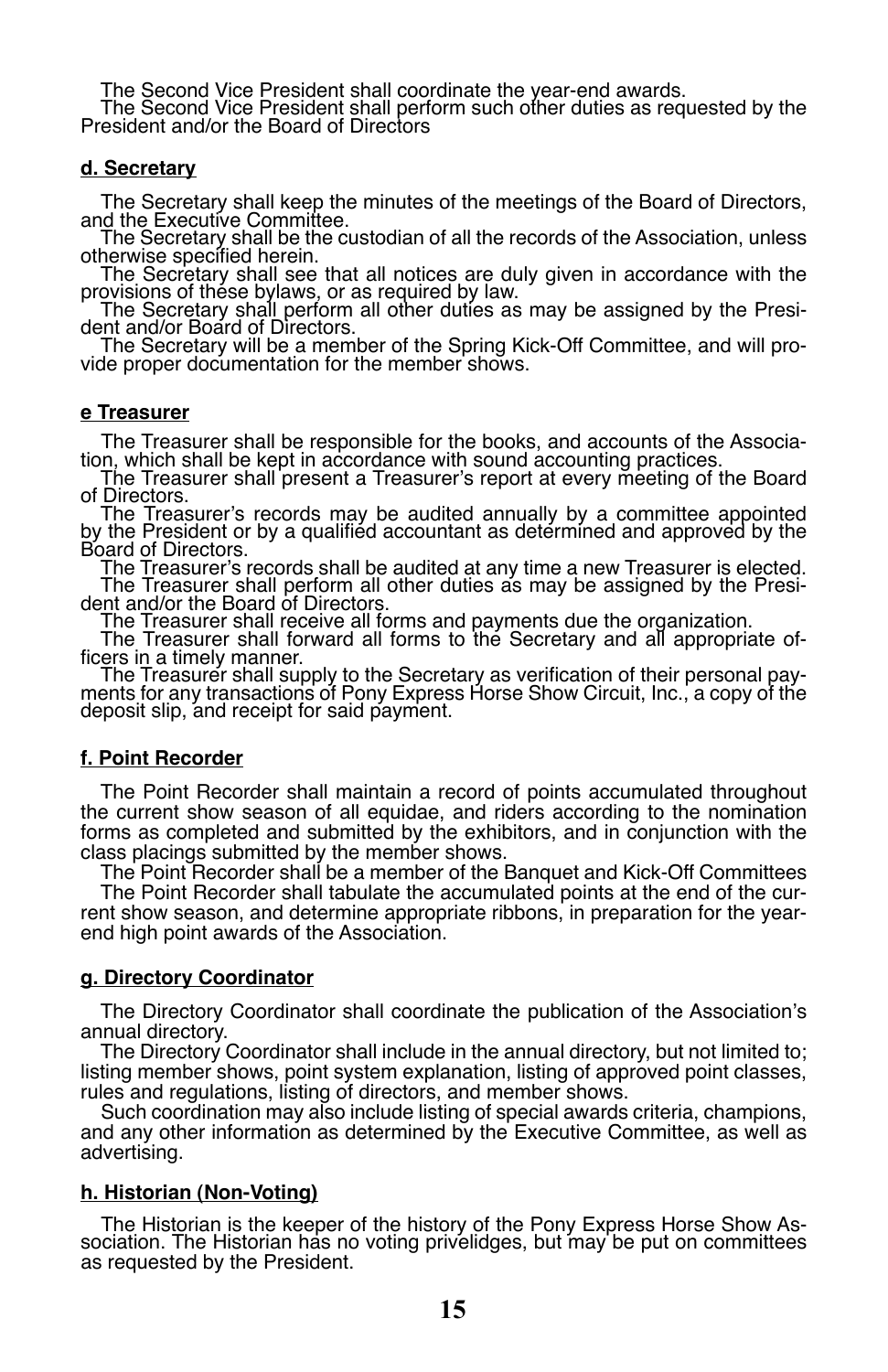The Second Vice President shall coordinate the year-end awards.
The Second Vice President shall perform such other duties as requested by the President and/or the Board of Directors

**d. Secretary**

The Secretary shall keep the minutes of the meetings of the Board of Directors, and the Executive Committee.
The Secretary shall be the custodian of all the records of the Association, unless otherwise specified herein.
The Secretary shall see that all notices are duly given in accordance with the provisions of these bylaws, or as required by law.
The Secretary shall perform all other duties as may be assigned by the President and/or Board of Directors.
The Secretary will be a member of the Spring Kick-Off Committee, and will provide proper documentation for the member shows.

**e Treasurer**

The Treasurer shall be responsible for the books, and accounts of the Association, which shall be kept in accordance with sound accounting practices.
The Treasurer shall present a Treasurer's report at every meeting of the Board of Directors.
The Treasurer's records may be audited annually by a committee appointed by the President or by a qualified accountant as determined and approved by the Board of Directors.
The Treasurer's records shall be audited at any time a new Treasurer is elected.
The Treasurer shall perform all other duties as may be assigned by the President and/or the Board of Directors.
The Treasurer shall receive all forms and payments due the organization.
The Treasurer shall forward all forms to the Secretary and all appropriate officers in a timely manner.
The Treasurer shall supply to the Secretary as verification of their personal payments for any transactions of Pony Express Horse Show Circuit, Inc., a copy of the deposit slip, and receipt for said payment.

**f. Point Recorder**

The Point Recorder shall maintain a record of points accumulated throughout the current show season of all equidae, and riders according to the nomination forms as completed and submitted by the exhibitors, and in conjunction with the class placings submitted by the member shows.
The Point Recorder shall be a member of the Banquet and Kick-Off Committees
The Point Recorder shall tabulate the accumulated points at the end of the current show season, and determine appropriate ribbons, in preparation for the year-end high point awards of the Association.

**g. Directory Coordinator**

The Directory Coordinator shall coordinate the publication of the Association's annual directory.
The Directory Coordinator shall include in the annual directory, but not limited to; listing member shows, point system explanation, listing of approved point classes, rules and regulations, listing of directors, and member shows.
Such coordination may also include listing of special awards criteria, champions, and any other information as determined by the Executive Committee, as well as advertising.

**h. Historian (Non-Voting)**

The Historian is the keeper of the history of the Pony Express Horse Show Association. The Historian has no voting privelidges, but may be put on committees as requested by the President.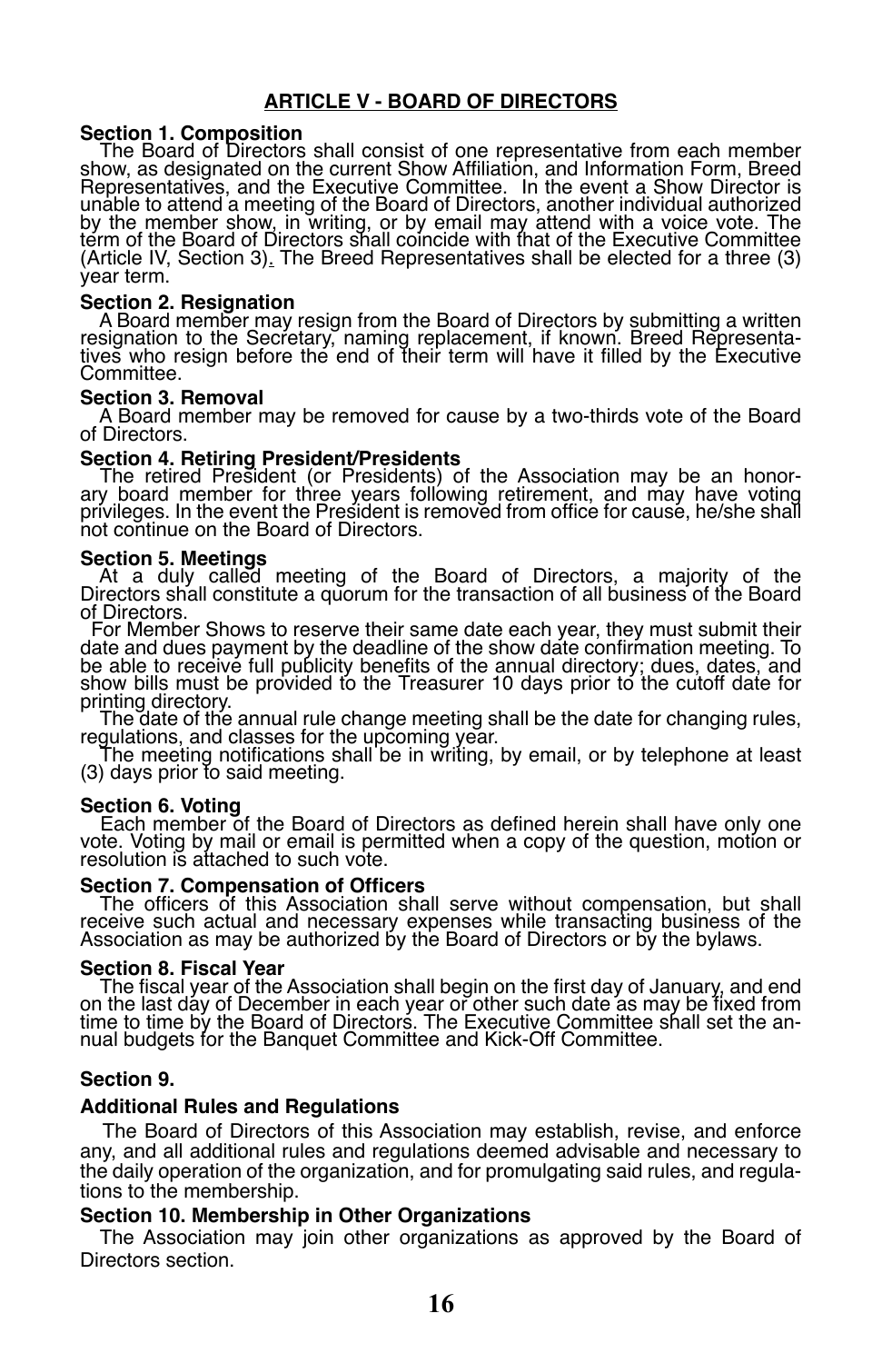## ARTICLE V - BOARD OF DIRECTORS

**Section 1. Composition**

The Board of Directors shall consist of one representative from each member show, as designated on the current Show Affiliation, and Information Form, Breed Representatives, and the Executive Committee. In the event a Show Director is unable to attend a meeting of the Board of Directors, another individual authorized by the member show, in writing, or by email may attend with a voice vote. The term of the Board of Directors shall coincide with that of the Executive Committee (Article IV, Section 3). The Breed Representatives shall be elected for a three (3) year term.

**Section 2. Resignation**

A Board member may resign from the Board of Directors by submitting a written resignation to the Secretary, naming replacement, if known. Breed Representatives who resign before the end of their term will have it filled by the Executive Committee.

**Section 3. Removal**

A Board member may be removed for cause by a two-thirds vote of the Board of Directors.

**Section 4. Retiring President/Presidents**

The retired President (or Presidents) of the Association may be an honorary board member for three years following retirement, and may have voting privileges. In the event the President is removed from office for cause, he/she shall not continue on the Board of Directors.

**Section 5. Meetings**

At a duly called meeting of the Board of Directors, a majority of the Directors shall constitute a quorum for the transaction of all business of the Board of Directors.

For Member Shows to reserve their same date each year, they must submit their date and dues payment by the deadline of the show date confirmation meeting. To be able to receive full publicity benefits of the annual directory; dues, dates, and show bills must be provided to the Treasurer 10 days prior to the cutoff date for printing directory.

The date of the annual rule change meeting shall be the date for changing rules, regulations, and classes for the upcoming year.

The meeting notifications shall be in writing, by email, or by telephone at least (3) days prior to said meeting.

**Section 6. Voting**

Each member of the Board of Directors as defined herein shall have only one vote. Voting by mail or email is permitted when a copy of the question, motion or resolution is attached to such vote.

**Section 7. Compensation of Officers**

The officers of this Association shall serve without compensation, but shall receive such actual and necessary expenses while transacting business of the Association as may be authorized by the Board of Directors or by the bylaws.

**Section 8. Fiscal Year**

The fiscal year of the Association shall begin on the first day of January, and end on the last day of December in each year or other such date as may be fixed from time to time by the Board of Directors. The Executive Committee shall set the annual budgets for the Banquet Committee and Kick-Off Committee.

**Section 9.**

**Additional Rules and Regulations**

The Board of Directors of this Association may establish, revise, and enforce any, and all additional rules and regulations deemed advisable and necessary to the daily operation of the organization, and for promulgating said rules, and regulations to the membership.

**Section 10. Membership in Other Organizations**

The Association may join other organizations as approved by the Board of Directors section.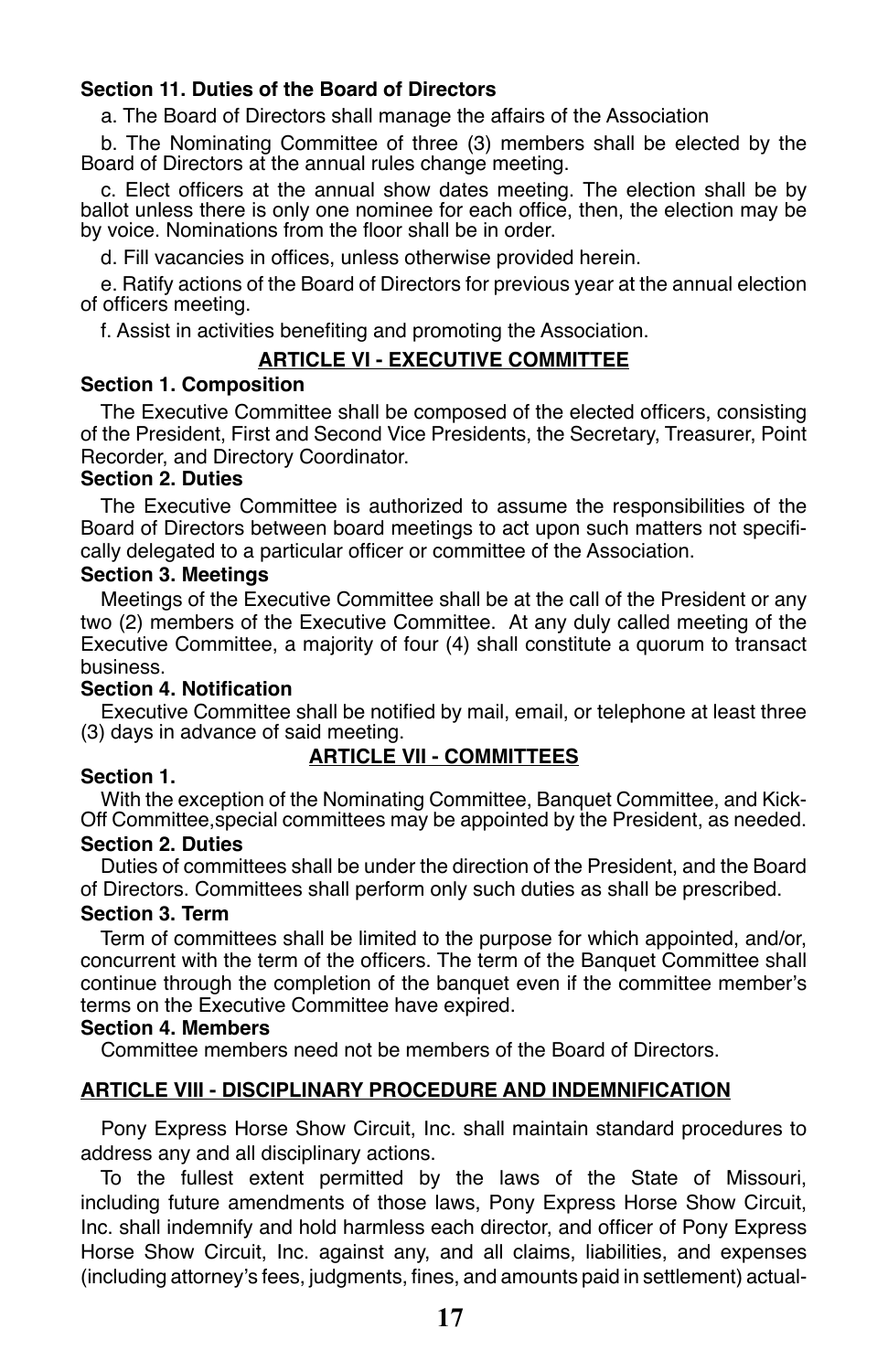**Section 11. Duties of the Board of Directors**

a. The Board of Directors shall manage the affairs of the Association

b. The Nominating Committee of three (3) members shall be elected by the Board of Directors at the annual rules change meeting.

c. Elect officers at the annual show dates meeting. The election shall be by ballot unless there is only one nominee for each office, then, the election may be by voice. Nominations from the floor shall be in order.

d. Fill vacancies in offices, unless otherwise provided herein.

e. Ratify actions of the Board of Directors for previous year at the annual election of officers meeting.

f. Assist in activities benefiting and promoting the Association.

## ARTICLE VI - EXECUTIVE COMMITTEE

**Section 1. Composition**

The Executive Committee shall be composed of the elected officers, consisting of the President, First and Second Vice Presidents, the Secretary, Treasurer, Point Recorder, and Directory Coordinator.

**Section 2. Duties**

The Executive Committee is authorized to assume the responsibilities of the Board of Directors between board meetings to act upon such matters not specifically delegated to a particular officer or committee of the Association.

**Section 3. Meetings**

Meetings of the Executive Committee shall be at the call of the President or any two (2) members of the Executive Committee. At any duly called meeting of the Executive Committee, a majority of four (4) shall constitute a quorum to transact business.

**Section 4. Notification**

Executive Committee shall be notified by mail, email, or telephone at least three (3) days in advance of said meeting.

## ARTICLE VII - COMMITTEES

**Section 1.**

With the exception of the Nominating Committee, Banquet Committee, and Kick-Off Committee,special committees may be appointed by the President, as needed.

**Section 2. Duties**

Duties of committees shall be under the direction of the President, and the Board of Directors. Committees shall perform only such duties as shall be prescribed.

**Section 3. Term**

Term of committees shall be limited to the purpose for which appointed, and/or, concurrent with the term of the officers. The term of the Banquet Committee shall continue through the completion of the banquet even if the committee member's terms on the Executive Committee have expired.

**Section 4. Members**

Committee members need not be members of the Board of Directors.

## ARTICLE VIII - DISCIPLINARY PROCEDURE AND INDEMNIFICATION

Pony Express Horse Show Circuit, Inc. shall maintain standard procedures to address any and all disciplinary actions.

To the fullest extent permitted by the laws of the State of Missouri, including future amendments of those laws, Pony Express Horse Show Circuit, Inc. shall indemnify and hold harmless each director, and officer of Pony Express Horse Show Circuit, Inc. against any, and all claims, liabilities, and expenses (including attorney's fees, judgments, fines, and amounts paid in settlement) actual-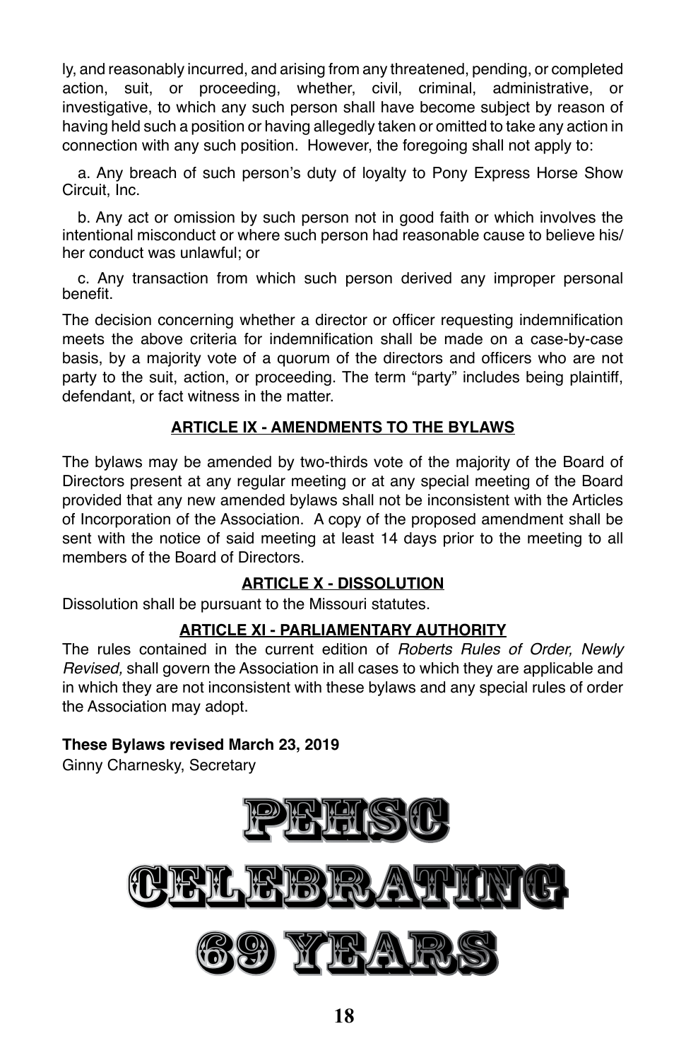ly, and reasonably incurred, and arising from any threatened, pending, or completed action, suit, or proceeding, whether, civil, criminal, administrative, or investigative, to which any such person shall have become subject by reason of having held such a position or having allegedly taken or omitted to take any action in connection with any such position. However, the foregoing shall not apply to:

a. Any breach of such person's duty of loyalty to Pony Express Horse Show Circuit, Inc.

b. Any act or omission by such person not in good faith or which involves the intentional misconduct or where such person had reasonable cause to believe his/her conduct was unlawful; or

c. Any transaction from which such person derived any improper personal benefit.

The decision concerning whether a director or officer requesting indemnification meets the above criteria for indemnification shall be made on a case-by-case basis, by a majority vote of a quorum of the directors and officers who are not party to the suit, action, or proceeding. The term "party" includes being plaintiff, defendant, or fact witness in the matter.

## ARTICLE IX - AMENDMENTS TO THE BYLAWS

The bylaws may be amended by two-thirds vote of the majority of the Board of Directors present at any regular meeting or at any special meeting of the Board provided that any new amended bylaws shall not be inconsistent with the Articles of Incorporation of the Association. A copy of the proposed amendment shall be sent with the notice of said meeting at least 14 days prior to the meeting to all members of the Board of Directors.

## ARTICLE X - DISSOLUTION

Dissolution shall be pursuant to the Missouri statutes.

## ARTICLE XI - PARLIAMENTARY AUTHORITY

The rules contained in the current edition of *Roberts Rules of Order, Newly Revised,* shall govern the Association in all cases to which they are applicable and in which they are not inconsistent with these bylaws and any special rules of order the Association may adopt.

**These Bylaws revised March 23, 2019**
Ginny Charnesky, Secretary

PEHSC
CELEBRATING
69 YEARS